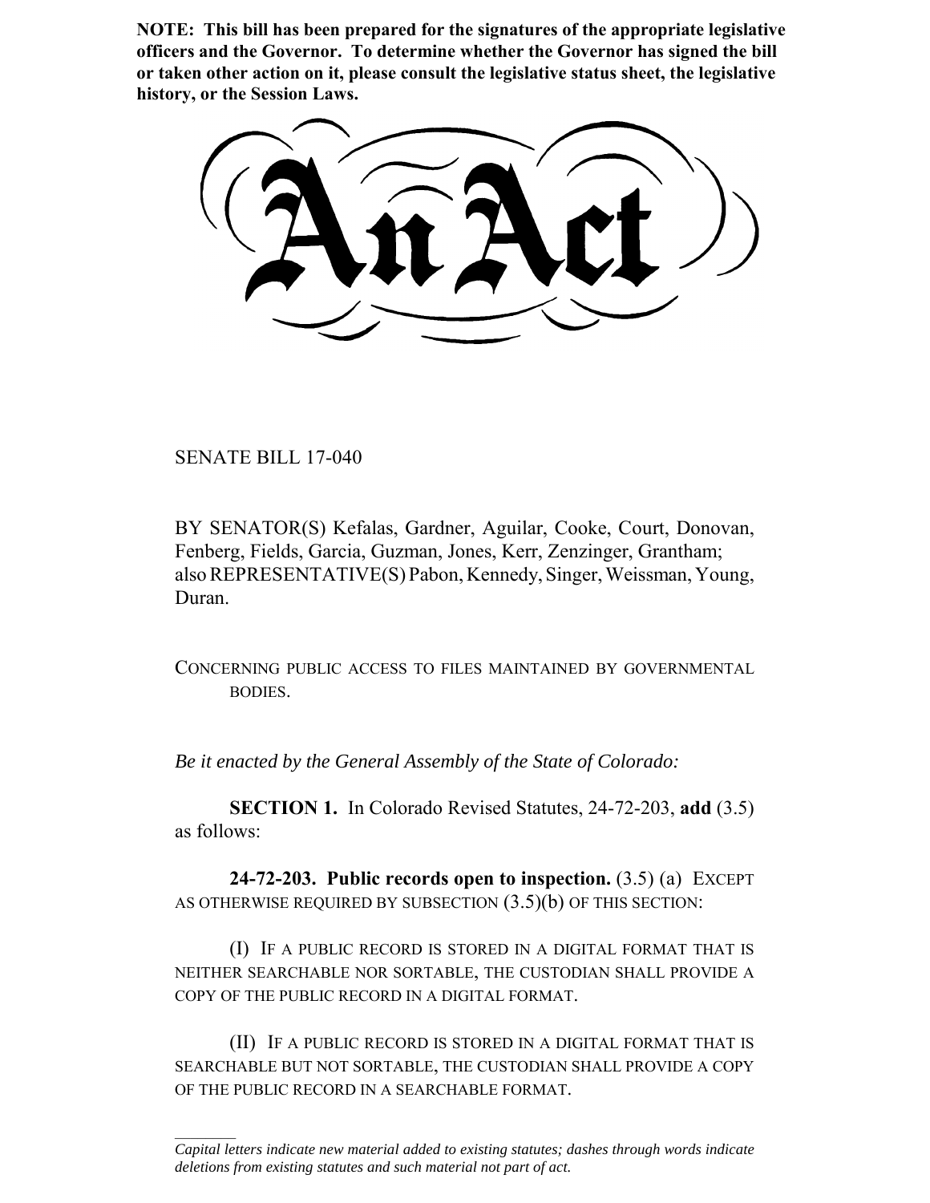**NOTE: This bill has been prepared for the signatures of the appropriate legislative officers and the Governor. To determine whether the Governor has signed the bill or taken other action on it, please consult the legislative status sheet, the legislative history, or the Session Laws.**

# An Act

SENATE BILL 17-040

BY SENATOR(S) Kefalas, Gardner, Aguilar, Cooke, Court, Donovan, Fenberg, Fields, Garcia, Guzman, Jones, Kerr, Zenzinger, Grantham; also REPRESENTATIVE(S) Pabon, Kennedy, Singer, Weissman, Young, Duran.

CONCERNING PUBLIC ACCESS TO FILES MAINTAINED BY GOVERNMENTAL BODIES.

*Be it enacted by the General Assembly of the State of Colorado:*

**SECTION 1.** In Colorado Revised Statutes, 24-72-203, **add** (3.5) as follows:

**24-72-203. Public records open to inspection.** (3.5) (a) EXCEPT AS OTHERWISE REQUIRED BY SUBSECTION (3.5)(b) OF THIS SECTION:

(I) IF A PUBLIC RECORD IS STORED IN A DIGITAL FORMAT THAT IS NEITHER SEARCHABLE NOR SORTABLE, THE CUSTODIAN SHALL PROVIDE A COPY OF THE PUBLIC RECORD IN A DIGITAL FORMAT.

(II) IF A PUBLIC RECORD IS STORED IN A DIGITAL FORMAT THAT IS SEARCHABLE BUT NOT SORTABLE, THE CUSTODIAN SHALL PROVIDE A COPY OF THE PUBLIC RECORD IN A SEARCHABLE FORMAT.

________

*Capital letters indicate new material added to existing statutes; dashes through words indicate deletions from existing statutes and such material not part of act.*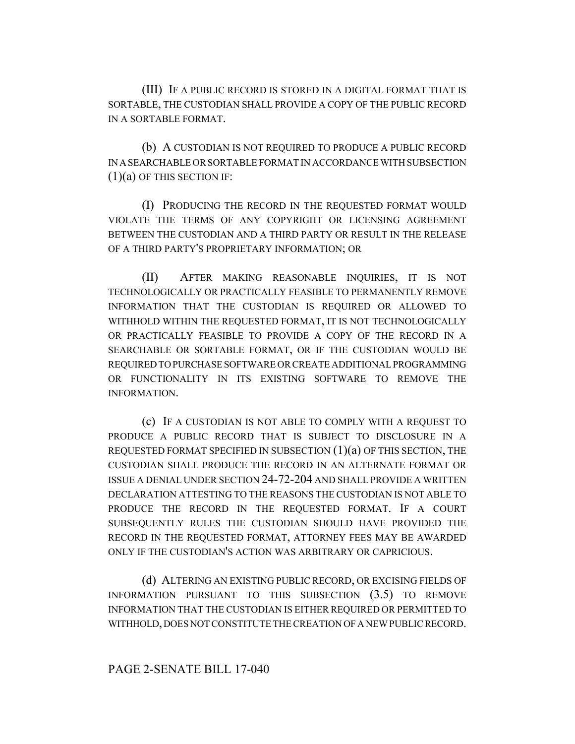(III) IF A PUBLIC RECORD IS STORED IN A DIGITAL FORMAT THAT IS SORTABLE, THE CUSTODIAN SHALL PROVIDE A COPY OF THE PUBLIC RECORD IN A SORTABLE FORMAT.

(b) A CUSTODIAN IS NOT REQUIRED TO PRODUCE A PUBLIC RECORD IN A SEARCHABLE OR SORTABLE FORMAT IN ACCORDANCE WITH SUBSECTION (1)(a) OF THIS SECTION IF:

(I) PRODUCING THE RECORD IN THE REQUESTED FORMAT WOULD VIOLATE THE TERMS OF ANY COPYRIGHT OR LICENSING AGREEMENT BETWEEN THE CUSTODIAN AND A THIRD PARTY OR RESULT IN THE RELEASE OF A THIRD PARTY'S PROPRIETARY INFORMATION; OR

(II) AFTER MAKING REASONABLE INQUIRIES, IT IS NOT TECHNOLOGICALLY OR PRACTICALLY FEASIBLE TO PERMANENTLY REMOVE INFORMATION THAT THE CUSTODIAN IS REQUIRED OR ALLOWED TO WITHHOLD WITHIN THE REQUESTED FORMAT, IT IS NOT TECHNOLOGICALLY OR PRACTICALLY FEASIBLE TO PROVIDE A COPY OF THE RECORD IN A SEARCHABLE OR SORTABLE FORMAT, OR IF THE CUSTODIAN WOULD BE REQUIRED TO PURCHASE SOFTWARE OR CREATE ADDITIONAL PROGRAMMING OR FUNCTIONALITY IN ITS EXISTING SOFTWARE TO REMOVE THE INFORMATION.

(c) IF A CUSTODIAN IS NOT ABLE TO COMPLY WITH A REQUEST TO PRODUCE A PUBLIC RECORD THAT IS SUBJECT TO DISCLOSURE IN A REQUESTED FORMAT SPECIFIED IN SUBSECTION (1)(a) OF THIS SECTION, THE CUSTODIAN SHALL PRODUCE THE RECORD IN AN ALTERNATE FORMAT OR ISSUE A DENIAL UNDER SECTION 24-72-204 AND SHALL PROVIDE A WRITTEN DECLARATION ATTESTING TO THE REASONS THE CUSTODIAN IS NOT ABLE TO PRODUCE THE RECORD IN THE REQUESTED FORMAT. IF A COURT SUBSEQUENTLY RULES THE CUSTODIAN SHOULD HAVE PROVIDED THE RECORD IN THE REQUESTED FORMAT, ATTORNEY FEES MAY BE AWARDED ONLY IF THE CUSTODIAN'S ACTION WAS ARBITRARY OR CAPRICIOUS.

(d) ALTERING AN EXISTING PUBLIC RECORD, OR EXCISING FIELDS OF INFORMATION PURSUANT TO THIS SUBSECTION (3.5) TO REMOVE INFORMATION THAT THE CUSTODIAN IS EITHER REQUIRED OR PERMITTED TO WITHHOLD, DOES NOT CONSTITUTE THE CREATION OF A NEW PUBLIC RECORD.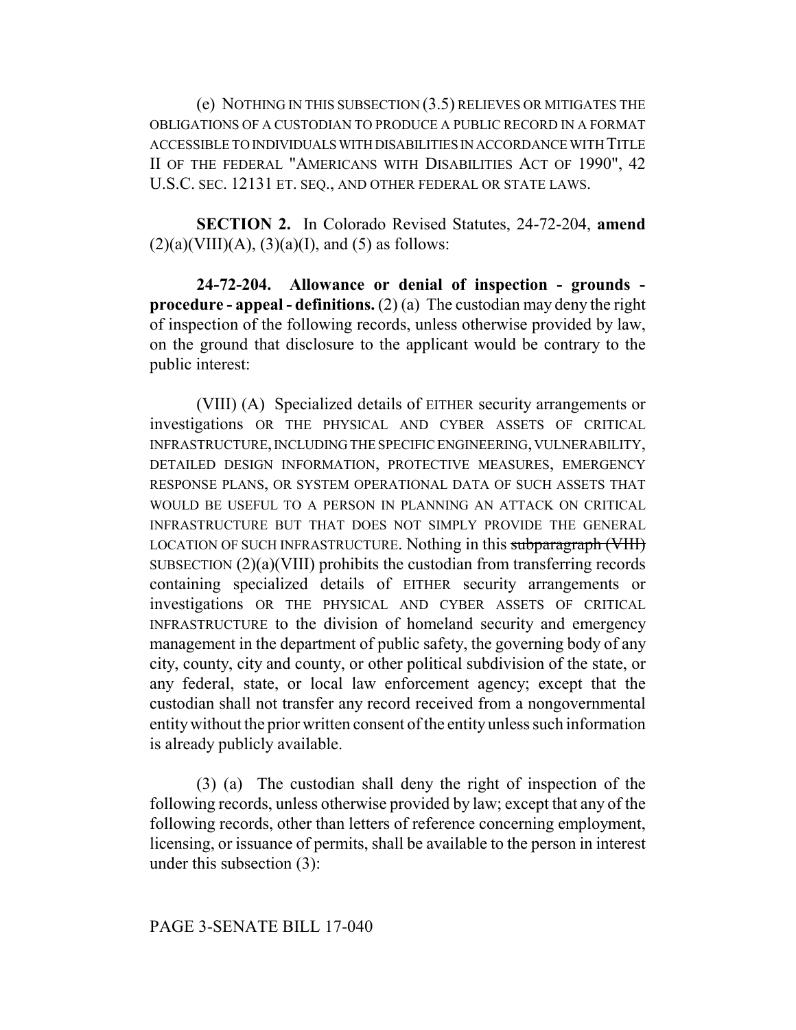(e) NOTHING IN THIS SUBSECTION (3.5) RELIEVES OR MITIGATES THE OBLIGATIONS OF A CUSTODIAN TO PRODUCE A PUBLIC RECORD IN A FORMAT ACCESSIBLE TO INDIVIDUALS WITH DISABILITIES IN ACCORDANCE WITH TITLE II OF THE FEDERAL "AMERICANS WITH DISABILITIES ACT OF 1990", 42 U.S.C. SEC. 12131 ET. SEQ., AND OTHER FEDERAL OR STATE LAWS.

**SECTION 2.** In Colorado Revised Statutes, 24-72-204, **amend** (2)(a)(VIII)(A), (3)(a)(I), and (5) as follows:

**24-72-204. Allowance or denial of inspection - grounds - procedure - appeal - definitions.** (2) (a) The custodian may deny the right of inspection of the following records, unless otherwise provided by law, on the ground that disclosure to the applicant would be contrary to the public interest:

(VIII) (A) Specialized details of EITHER security arrangements or investigations OR THE PHYSICAL AND CYBER ASSETS OF CRITICAL INFRASTRUCTURE, INCLUDING THE SPECIFIC ENGINEERING, VULNERABILITY, DETAILED DESIGN INFORMATION, PROTECTIVE MEASURES, EMERGENCY RESPONSE PLANS, OR SYSTEM OPERATIONAL DATA OF SUCH ASSETS THAT WOULD BE USEFUL TO A PERSON IN PLANNING AN ATTACK ON CRITICAL INFRASTRUCTURE BUT THAT DOES NOT SIMPLY PROVIDE THE GENERAL LOCATION OF SUCH INFRASTRUCTURE. Nothing in this ~~subparagraph (VIII)~~ SUBSECTION (2)(a)(VIII) prohibits the custodian from transferring records containing specialized details of EITHER security arrangements or investigations OR THE PHYSICAL AND CYBER ASSETS OF CRITICAL INFRASTRUCTURE to the division of homeland security and emergency management in the department of public safety, the governing body of any city, county, city and county, or other political subdivision of the state, or any federal, state, or local law enforcement agency; except that the custodian shall not transfer any record received from a nongovernmental entity without the prior written consent of the entity unless such information is already publicly available.

(3) (a) The custodian shall deny the right of inspection of the following records, unless otherwise provided by law; except that any of the following records, other than letters of reference concerning employment, licensing, or issuance of permits, shall be available to the person in interest under this subsection (3):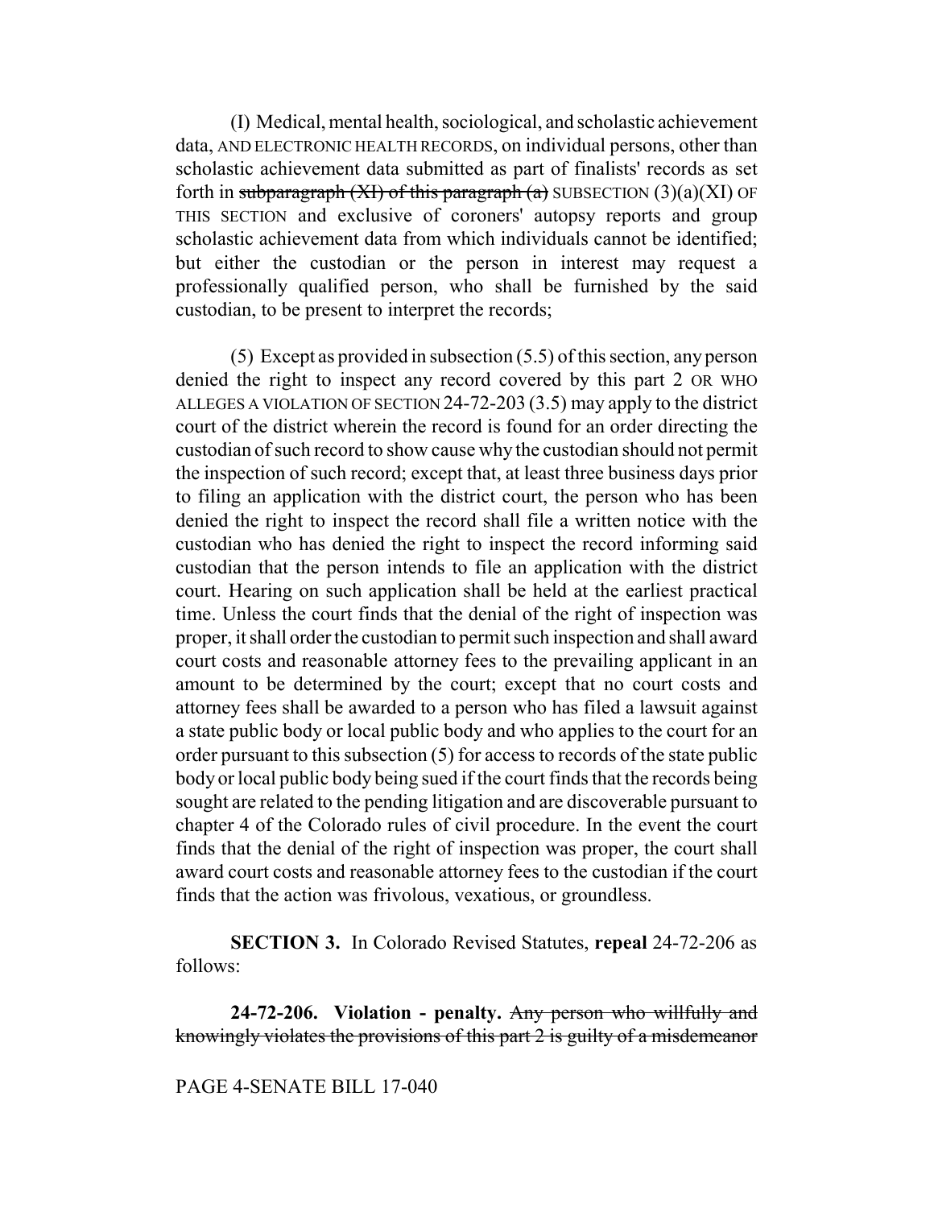(I) Medical, mental health, sociological, and scholastic achievement data, AND ELECTRONIC HEALTH RECORDS, on individual persons, other than scholastic achievement data submitted as part of finalists' records as set forth in ~~subparagraph (XI) of this paragraph (a)~~ SUBSECTION (3)(a)(XI) OF THIS SECTION and exclusive of coroners' autopsy reports and group scholastic achievement data from which individuals cannot be identified; but either the custodian or the person in interest may request a professionally qualified person, who shall be furnished by the said custodian, to be present to interpret the records;

(5) Except as provided in subsection (5.5) of this section, any person denied the right to inspect any record covered by this part 2 OR WHO ALLEGES A VIOLATION OF SECTION 24-72-203 (3.5) may apply to the district court of the district wherein the record is found for an order directing the custodian of such record to show cause why the custodian should not permit the inspection of such record; except that, at least three business days prior to filing an application with the district court, the person who has been denied the right to inspect the record shall file a written notice with the custodian who has denied the right to inspect the record informing said custodian that the person intends to file an application with the district court. Hearing on such application shall be held at the earliest practical time. Unless the court finds that the denial of the right of inspection was proper, it shall order the custodian to permit such inspection and shall award court costs and reasonable attorney fees to the prevailing applicant in an amount to be determined by the court; except that no court costs and attorney fees shall be awarded to a person who has filed a lawsuit against a state public body or local public body and who applies to the court for an order pursuant to this subsection (5) for access to records of the state public body or local public body being sued if the court finds that the records being sought are related to the pending litigation and are discoverable pursuant to chapter 4 of the Colorado rules of civil procedure. In the event the court finds that the denial of the right of inspection was proper, the court shall award court costs and reasonable attorney fees to the custodian if the court finds that the action was frivolous, vexatious, or groundless.

**SECTION 3.** In Colorado Revised Statutes, **repeal** 24-72-206 as follows:

**24-72-206. Violation - penalty.** ~~Any person who willfully and knowingly violates the provisions of this part 2 is guilty of a misdemeanor~~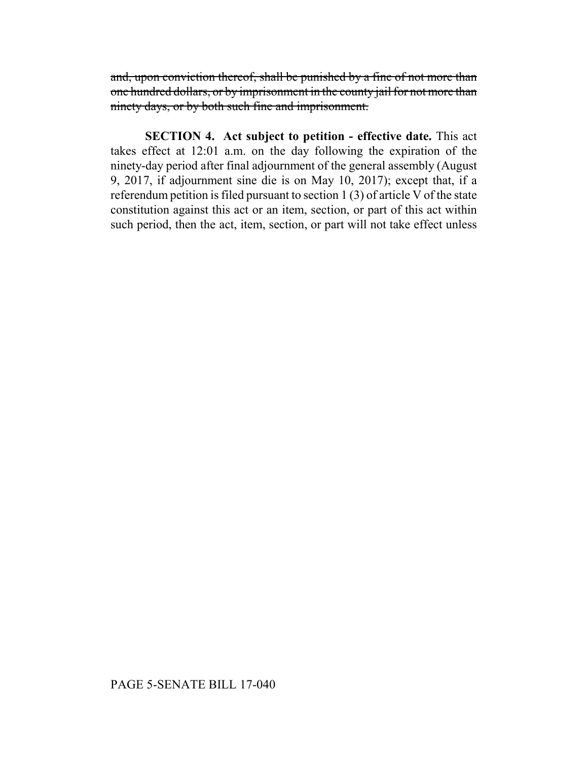~~and, upon conviction thereof, shall be punished by a fine of not more than one hundred dollars, or by imprisonment in the county jail for not more than ninety days, or by both such fine and imprisonment.~~

**SECTION 4. Act subject to petition - effective date.** This act takes effect at 12:01 a.m. on the day following the expiration of the ninety-day period after final adjournment of the general assembly (August 9, 2017, if adjournment sine die is on May 10, 2017); except that, if a referendum petition is filed pursuant to section 1 (3) of article V of the state constitution against this act or an item, section, or part of this act within such period, then the act, item, section, or part will not take effect unless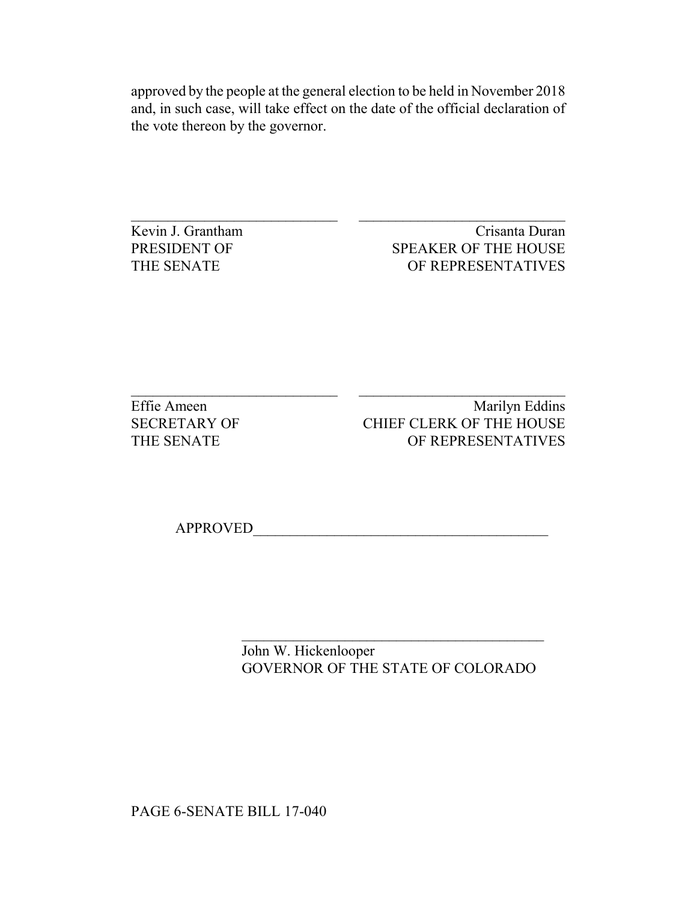approved by the people at the general election to be held in November 2018 and, in such case, will take effect on the date of the official declaration of the vote thereon by the governor.

____________________________ ____________________________
Kevin J. Grantham — PRESIDENT OF THE SENATE
Crisanta Duran — SPEAKER OF THE HOUSE OF REPRESENTATIVES

____________________________ ____________________________
Effie Ameen — SECRETARY OF THE SENATE
Marilyn Eddins — CHIEF CLERK OF THE HOUSE OF REPRESENTATIVES

APPROVED________________________________________

__________________________________________
John W. Hickenlooper
GOVERNOR OF THE STATE OF COLORADO

PAGE 6-SENATE BILL 17-040